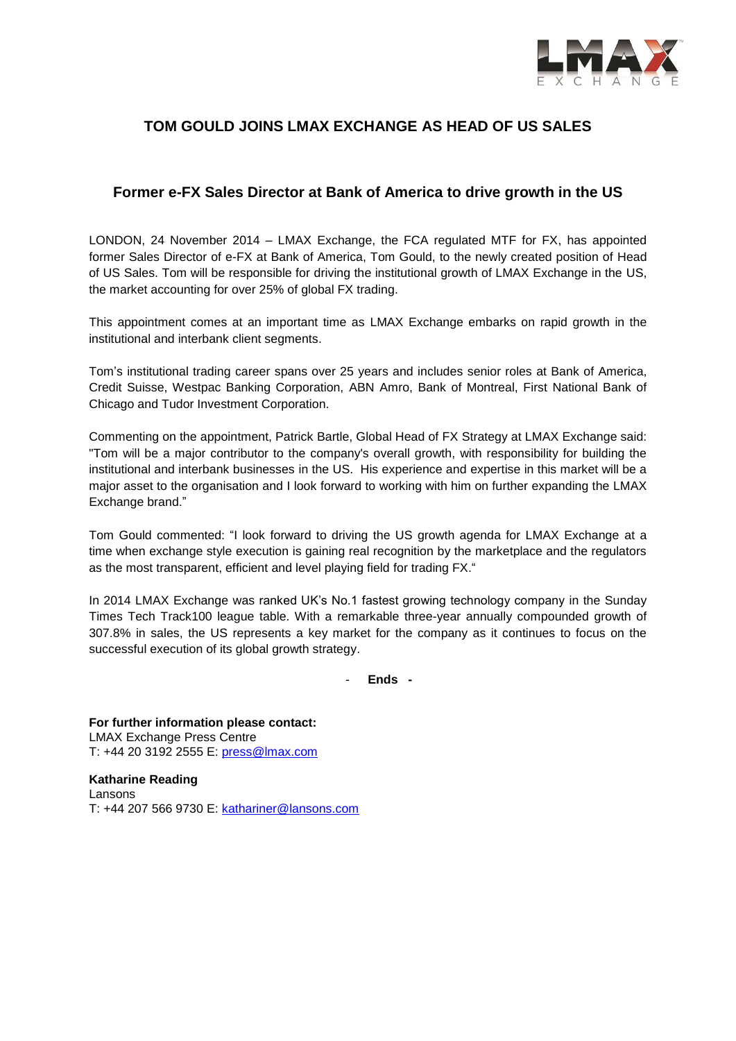# TOM GOULD JOINS LMAX EXCHANGE AS HEAD OF US SALES

## Former e-FX Sales Director at Bank of America to drive growth in the US

LONDON, 24 November 2014 – LMAX Exchange, the FCA regulated MTF for FX, has appointed former Sales Director of e-FX at Bank of America, Tom Gould, to the newly created position of Head of US Sales. Tom will be responsible for driving the institutional growth of LMAX Exchange in the US, the market accounting for over 25% of global FX trading.

This appointment comes at an important time as LMAX Exchange embarks on rapid growth in the institutional and interbank client segments.

Tom's institutional trading career spans over 25 years and includes senior roles at Bank of America, Credit Suisse, Westpac Banking Corporation, ABN Amro, Bank of Montreal, First National Bank of Chicago and Tudor Investment Corporation.

Commenting on the appointment, Patrick Bartle, Global Head of FX Strategy at LMAX Exchange said: "Tom will be a major contributor to the company's overall growth, with responsibility for building the institutional and interbank businesses in the US. His experience and expertise in this market will be a major asset to the organisation and I look forward to working with him on further expanding the LMAX Exchange brand."

Tom Gould commented: "I look forward to driving the US growth agenda for LMAX Exchange at a time when exchange style execution is gaining real recognition by the marketplace and the regulators as the most transparent, efficient and level playing field for trading FX."

In 2014 LMAX Exchange was ranked UK's No.1 fastest growing technology company in the Sunday Times Tech Track100 league table. With a remarkable three-year annually compounded growth of 307.8% in sales, the US represents a key market for the company as it continues to focus on the successful execution of its global growth strategy.

\- **Ends -**

**For further information please contact:**
LMAX Exchange Press Centre
T: +44 20 3192 2555 E: press@lmax.com

**Katharine Reading**
Lansons
T: +44 207 566 9730 E: kathariner@lansons.com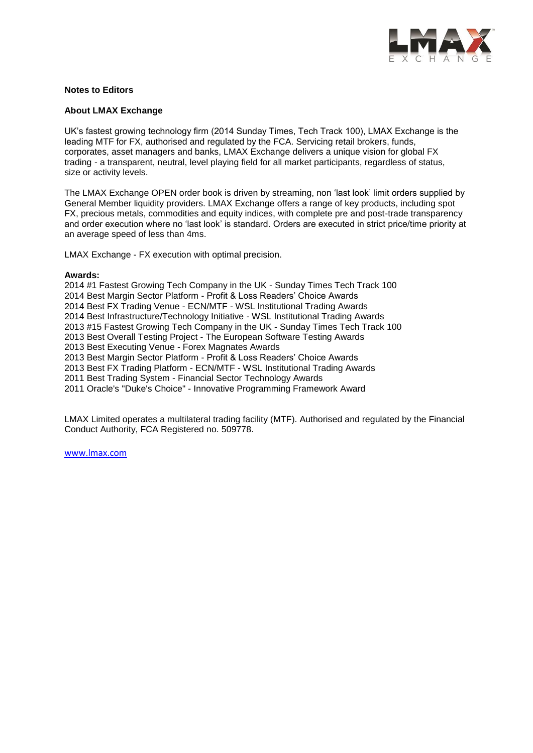**Notes to Editors**

**About LMAX Exchange**

UK's fastest growing technology firm (2014 Sunday Times, Tech Track 100), LMAX Exchange is the leading MTF for FX, authorised and regulated by the FCA. Servicing retail brokers, funds, corporates, asset managers and banks, LMAX Exchange delivers a unique vision for global FX trading - a transparent, neutral, level playing field for all market participants, regardless of status, size or activity levels.

The LMAX Exchange OPEN order book is driven by streaming, non 'last look' limit orders supplied by General Member liquidity providers. LMAX Exchange offers a range of key products, including spot FX, precious metals, commodities and equity indices, with complete pre and post-trade transparency and order execution where no 'last look' is standard. Orders are executed in strict price/time priority at an average speed of less than 4ms.

LMAX Exchange - FX execution with optimal precision.

**Awards:**

2014 #1 Fastest Growing Tech Company in the UK - Sunday Times Tech Track 100
2014 Best Margin Sector Platform - Profit & Loss Readers' Choice Awards
2014 Best FX Trading Venue - ECN/MTF - WSL Institutional Trading Awards
2014 Best Infrastructure/Technology Initiative - WSL Institutional Trading Awards
2013 #15 Fastest Growing Tech Company in the UK - Sunday Times Tech Track 100
2013 Best Overall Testing Project - The European Software Testing Awards
2013 Best Executing Venue - Forex Magnates Awards
2013 Best Margin Sector Platform - Profit & Loss Readers' Choice Awards
2013 Best FX Trading Platform - ECN/MTF - WSL Institutional Trading Awards
2011 Best Trading System - Financial Sector Technology Awards
2011 Oracle's "Duke's Choice" - Innovative Programming Framework Award

LMAX Limited operates a multilateral trading facility (MTF). Authorised and regulated by the Financial Conduct Authority, FCA Registered no. 509778.

www.lmax.com